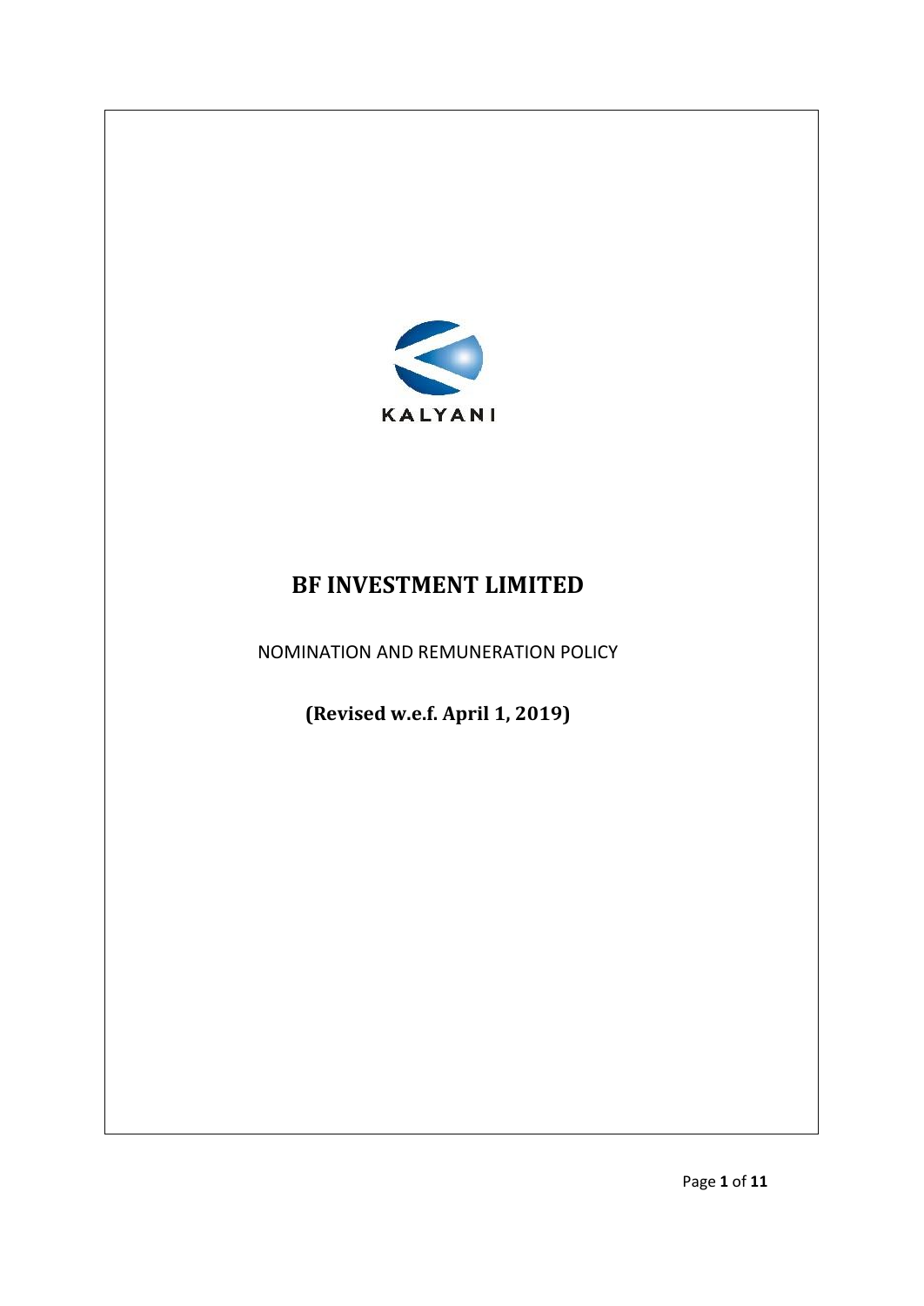KALYANI

# BF INVESTMENT LIMITED

NOMINATION AND REMUNERATION POLICY

**(Revised w.e.f. April 1, 2019)**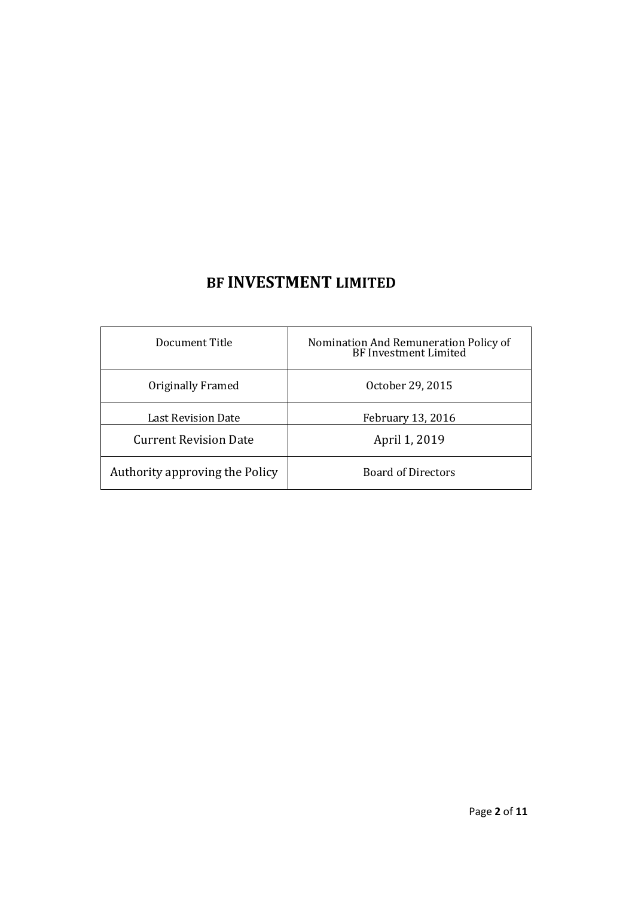# BF INVESTMENT LIMITED

| Document Title | Nomination And Remuneration Policy of BF Investment Limited |
|---|---|
| Originally Framed | October 29, 2015 |
| Last Revision Date | February 13, 2016 |
| Current Revision Date | April 1, 2019 |
| Authority approving the Policy | Board of Directors |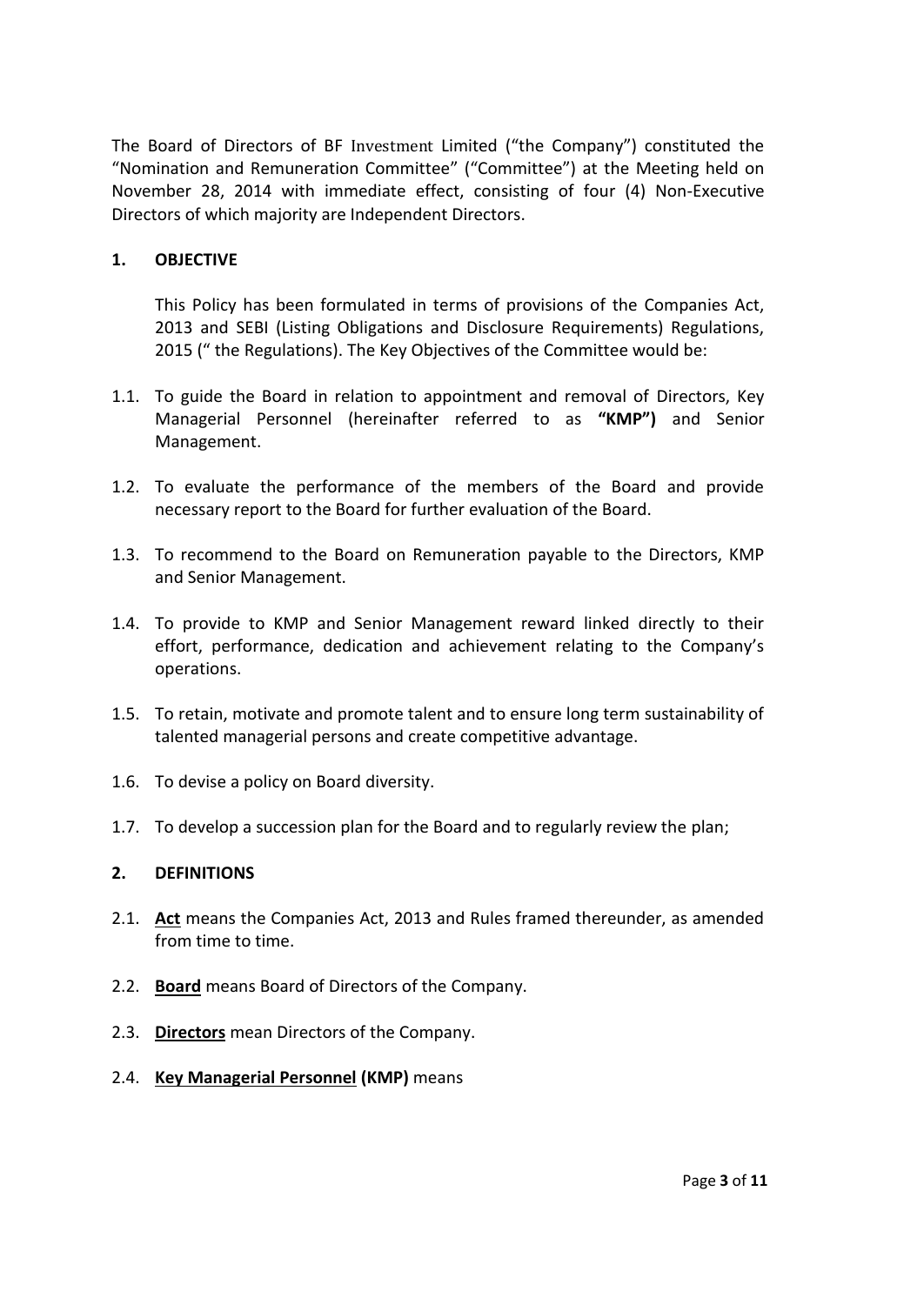The Board of Directors of BF Investment Limited ("the Company") constituted the "Nomination and Remuneration Committee" ("Committee") at the Meeting held on November 28, 2014 with immediate effect, consisting of four (4) Non-Executive Directors of which majority are Independent Directors.

**1. OBJECTIVE**

This Policy has been formulated in terms of provisions of the Companies Act, 2013 and SEBI (Listing Obligations and Disclosure Requirements) Regulations, 2015 (" the Regulations). The Key Objectives of the Committee would be:

1.1. To guide the Board in relation to appointment and removal of Directors, Key Managerial Personnel (hereinafter referred to as **"KMP")** and Senior Management.

1.2. To evaluate the performance of the members of the Board and provide necessary report to the Board for further evaluation of the Board.

1.3. To recommend to the Board on Remuneration payable to the Directors, KMP and Senior Management.

1.4. To provide to KMP and Senior Management reward linked directly to their effort, performance, dedication and achievement relating to the Company's operations.

1.5. To retain, motivate and promote talent and to ensure long term sustainability of talented managerial persons and create competitive advantage.

1.6. To devise a policy on Board diversity.

1.7. To develop a succession plan for the Board and to regularly review the plan;

**2. DEFINITIONS**

2.1. **Act** means the Companies Act, 2013 and Rules framed thereunder, as amended from time to time.

2.2. **Board** means Board of Directors of the Company.

2.3. **Directors** mean Directors of the Company.

2.4. **Key Managerial Personnel (KMP)** means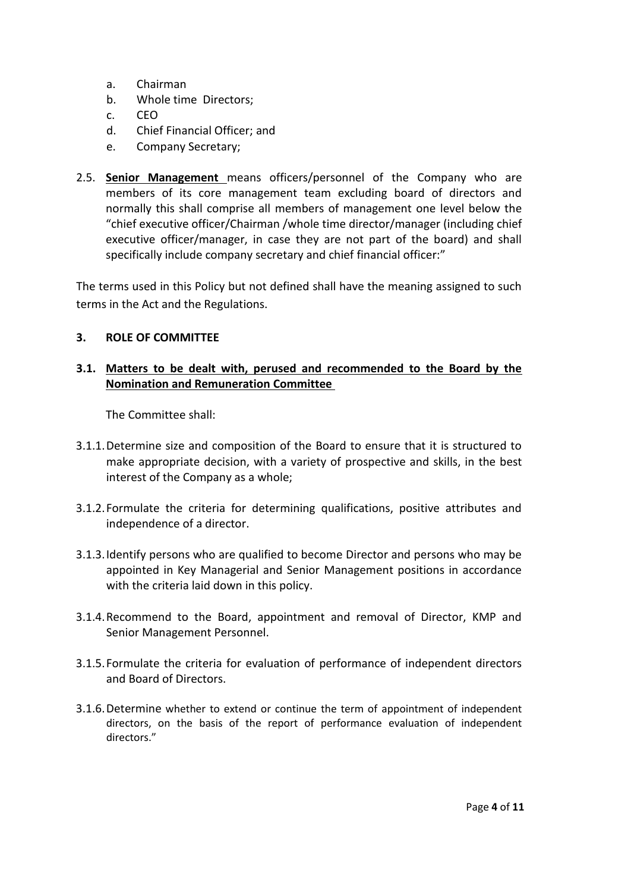a. Chairman
b. Whole time Directors;
c. CEO
d. Chief Financial Officer; and
e. Company Secretary;

2.5. **Senior Management** means officers/personnel of the Company who are members of its core management team excluding board of directors and normally this shall comprise all members of management one level below the "chief executive officer/Chairman /whole time director/manager (including chief executive officer/manager, in case they are not part of the board) and shall specifically include company secretary and chief financial officer:"

The terms used in this Policy but not defined shall have the meaning assigned to such terms in the Act and the Regulations.

### 3. ROLE OF COMMITTEE

#### 3.1. Matters to be dealt with, perused and recommended to the Board by the Nomination and Remuneration Committee

The Committee shall:

3.1.1. Determine size and composition of the Board to ensure that it is structured to make appropriate decision, with a variety of prospective and skills, in the best interest of the Company as a whole;

3.1.2. Formulate the criteria for determining qualifications, positive attributes and independence of a director.

3.1.3. Identify persons who are qualified to become Director and persons who may be appointed in Key Managerial and Senior Management positions in accordance with the criteria laid down in this policy.

3.1.4. Recommend to the Board, appointment and removal of Director, KMP and Senior Management Personnel.

3.1.5. Formulate the criteria for evaluation of performance of independent directors and Board of Directors.

3.1.6. Determine whether to extend or continue the term of appointment of independent directors, on the basis of the report of performance evaluation of independent directors."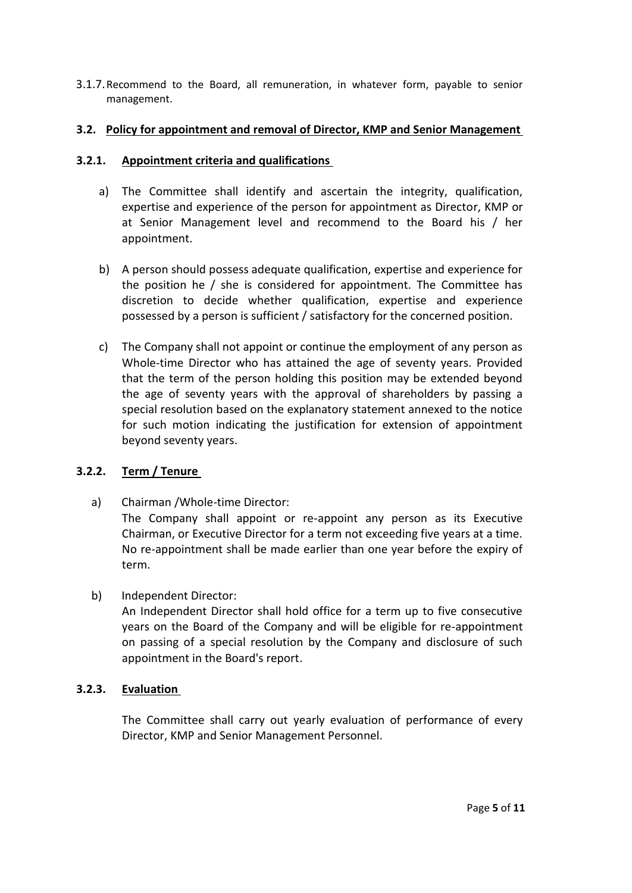3.1.7. Recommend to the Board, all remuneration, in whatever form, payable to senior management.

### 3.2. Policy for appointment and removal of Director, KMP and Senior Management

#### 3.2.1. Appointment criteria and qualifications

a) The Committee shall identify and ascertain the integrity, qualification, expertise and experience of the person for appointment as Director, KMP or at Senior Management level and recommend to the Board his / her appointment.

b) A person should possess adequate qualification, expertise and experience for the position he / she is considered for appointment. The Committee has discretion to decide whether qualification, expertise and experience possessed by a person is sufficient / satisfactory for the concerned position.

c) The Company shall not appoint or continue the employment of any person as Whole-time Director who has attained the age of seventy years. Provided that the term of the person holding this position may be extended beyond the age of seventy years with the approval of shareholders by passing a special resolution based on the explanatory statement annexed to the notice for such motion indicating the justification for extension of appointment beyond seventy years.

#### 3.2.2. Term / Tenure

a) Chairman /Whole-time Director:
The Company shall appoint or re-appoint any person as its Executive Chairman, or Executive Director for a term not exceeding five years at a time. No re-appointment shall be made earlier than one year before the expiry of term.

b) Independent Director:
An Independent Director shall hold office for a term up to five consecutive years on the Board of the Company and will be eligible for re-appointment on passing of a special resolution by the Company and disclosure of such appointment in the Board's report.

#### 3.2.3. Evaluation

The Committee shall carry out yearly evaluation of performance of every Director, KMP and Senior Management Personnel.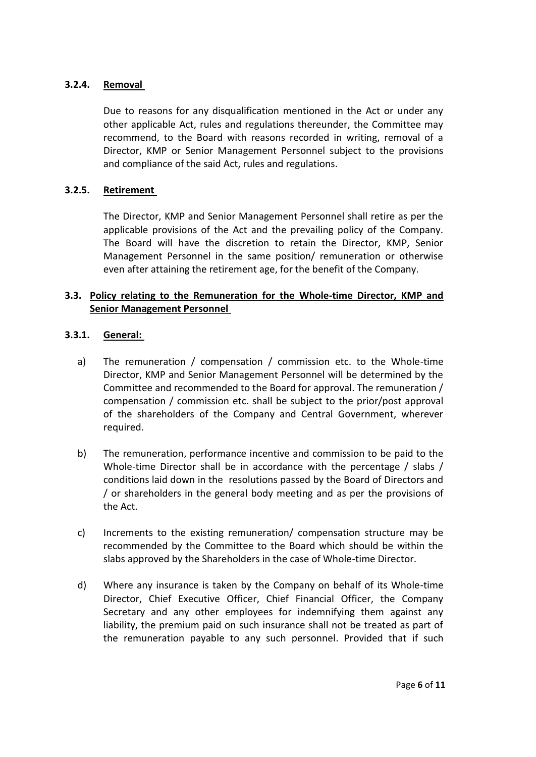#### 3.2.4. Removal

Due to reasons for any disqualification mentioned in the Act or under any other applicable Act, rules and regulations thereunder, the Committee may recommend, to the Board with reasons recorded in writing, removal of a Director, KMP or Senior Management Personnel subject to the provisions and compliance of the said Act, rules and regulations.

#### 3.2.5. Retirement

The Director, KMP and Senior Management Personnel shall retire as per the applicable provisions of the Act and the prevailing policy of the Company. The Board will have the discretion to retain the Director, KMP, Senior Management Personnel in the same position/ remuneration or otherwise even after attaining the retirement age, for the benefit of the Company.

### 3.3. Policy relating to the Remuneration for the Whole-time Director, KMP and Senior Management Personnel

#### 3.3.1. General:

a) The remuneration / compensation / commission etc. to the Whole-time Director, KMP and Senior Management Personnel will be determined by the Committee and recommended to the Board for approval. The remuneration / compensation / commission etc. shall be subject to the prior/post approval of the shareholders of the Company and Central Government, wherever required.

b) The remuneration, performance incentive and commission to be paid to the Whole-time Director shall be in accordance with the percentage / slabs / conditions laid down in the resolutions passed by the Board of Directors and / or shareholders in the general body meeting and as per the provisions of the Act.

c) Increments to the existing remuneration/ compensation structure may be recommended by the Committee to the Board which should be within the slabs approved by the Shareholders in the case of Whole-time Director.

d) Where any insurance is taken by the Company on behalf of its Whole-time Director, Chief Executive Officer, Chief Financial Officer, the Company Secretary and any other employees for indemnifying them against any liability, the premium paid on such insurance shall not be treated as part of the remuneration payable to any such personnel. Provided that if such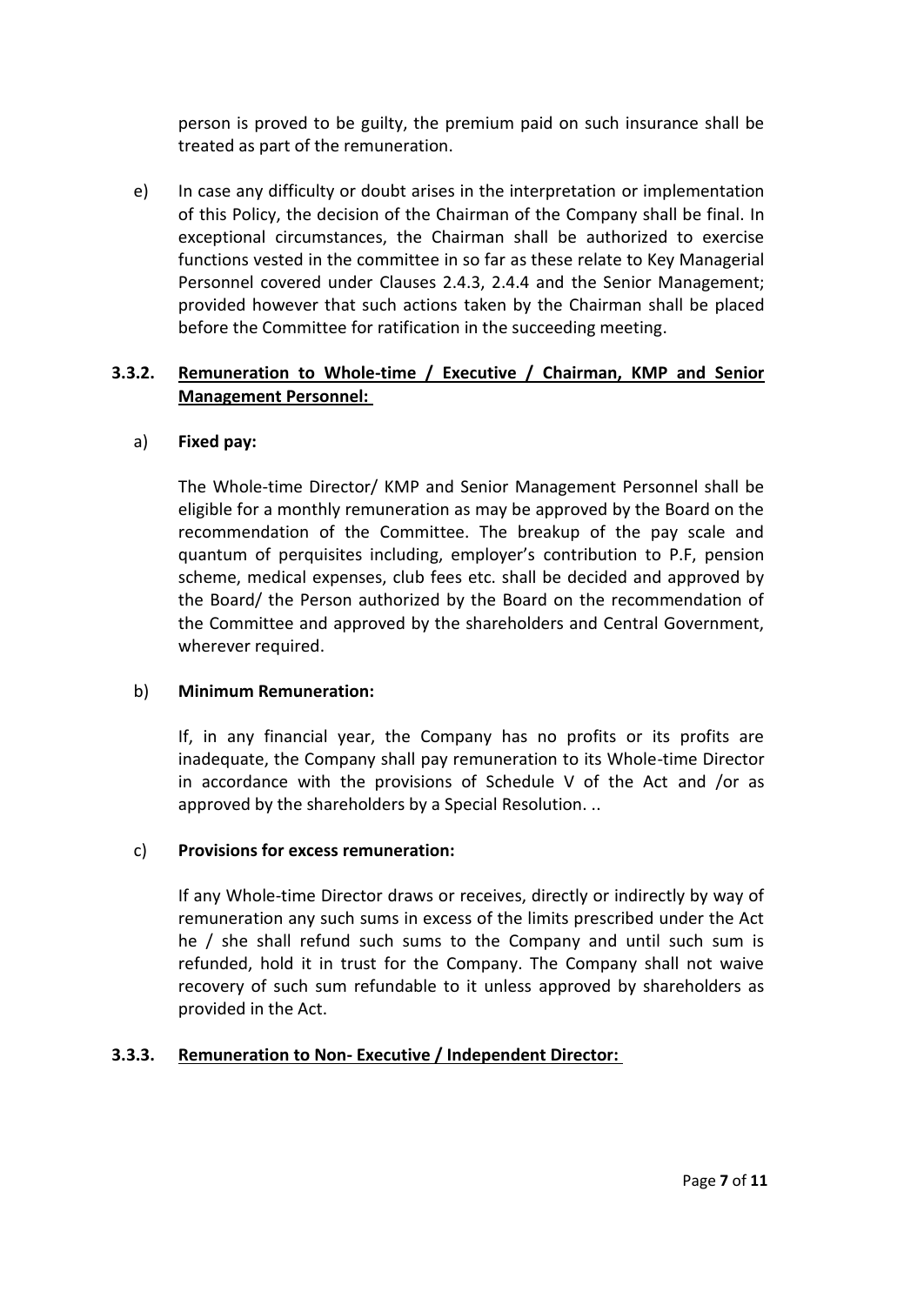person is proved to be guilty, the premium paid on such insurance shall be treated as part of the remuneration.

e) In case any difficulty or doubt arises in the interpretation or implementation of this Policy, the decision of the Chairman of the Company shall be final. In exceptional circumstances, the Chairman shall be authorized to exercise functions vested in the committee in so far as these relate to Key Managerial Personnel covered under Clauses 2.4.3, 2.4.4 and the Senior Management; provided however that such actions taken by the Chairman shall be placed before the Committee for ratification in the succeeding meeting.

### 3.3.2. Remuneration to Whole-time / Executive / Chairman, KMP and Senior Management Personnel:

a) **Fixed pay:**

The Whole-time Director/ KMP and Senior Management Personnel shall be eligible for a monthly remuneration as may be approved by the Board on the recommendation of the Committee. The breakup of the pay scale and quantum of perquisites including, employer's contribution to P.F, pension scheme, medical expenses, club fees etc. shall be decided and approved by the Board/ the Person authorized by the Board on the recommendation of the Committee and approved by the shareholders and Central Government, wherever required.

b) **Minimum Remuneration:**

If, in any financial year, the Company has no profits or its profits are inadequate, the Company shall pay remuneration to its Whole-time Director in accordance with the provisions of Schedule V of the Act and /or as approved by the shareholders by a Special Resolution. ..

c) **Provisions for excess remuneration:**

If any Whole-time Director draws or receives, directly or indirectly by way of remuneration any such sums in excess of the limits prescribed under the Act he / she shall refund such sums to the Company and until such sum is refunded, hold it in trust for the Company. The Company shall not waive recovery of such sum refundable to it unless approved by shareholders as provided in the Act.

### 3.3.3. Remuneration to Non- Executive / Independent Director: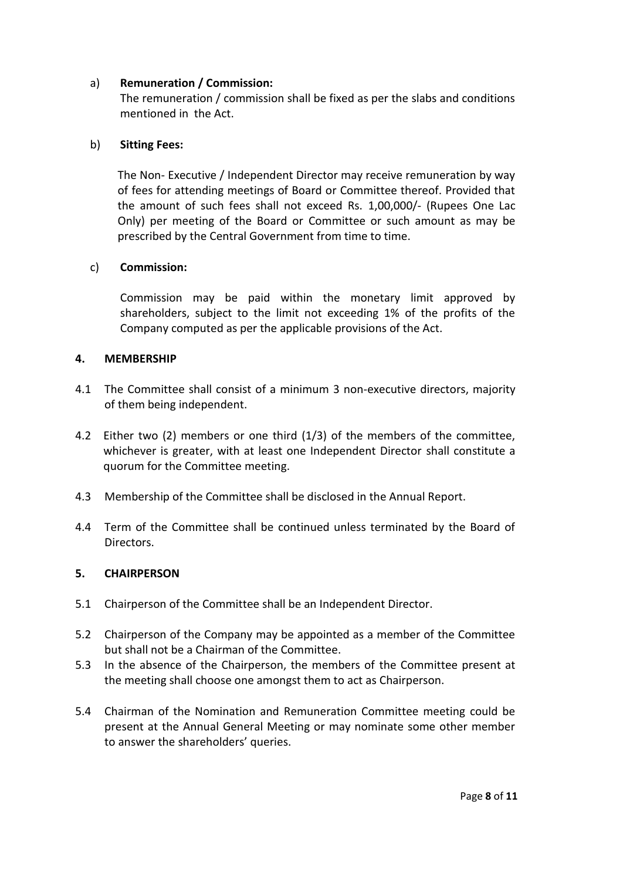a) **Remuneration / Commission:**
The remuneration / commission shall be fixed as per the slabs and conditions mentioned in the Act.

b) **Sitting Fees:**

The Non- Executive / Independent Director may receive remuneration by way of fees for attending meetings of Board or Committee thereof. Provided that the amount of such fees shall not exceed Rs. 1,00,000/- (Rupees One Lac Only) per meeting of the Board or Committee or such amount as may be prescribed by the Central Government from time to time.

c) **Commission:**

Commission may be paid within the monetary limit approved by shareholders, subject to the limit not exceeding 1% of the profits of the Company computed as per the applicable provisions of the Act.

## 4. MEMBERSHIP

4.1 The Committee shall consist of a minimum 3 non-executive directors, majority of them being independent.

4.2 Either two (2) members or one third (1/3) of the members of the committee, whichever is greater, with at least one Independent Director shall constitute a quorum for the Committee meeting.

4.3 Membership of the Committee shall be disclosed in the Annual Report.

4.4 Term of the Committee shall be continued unless terminated by the Board of Directors.

## 5. CHAIRPERSON

5.1 Chairperson of the Committee shall be an Independent Director.

5.2 Chairperson of the Company may be appointed as a member of the Committee but shall not be a Chairman of the Committee.

5.3 In the absence of the Chairperson, the members of the Committee present at the meeting shall choose one amongst them to act as Chairperson.

5.4 Chairman of the Nomination and Remuneration Committee meeting could be present at the Annual General Meeting or may nominate some other member to answer the shareholders' queries.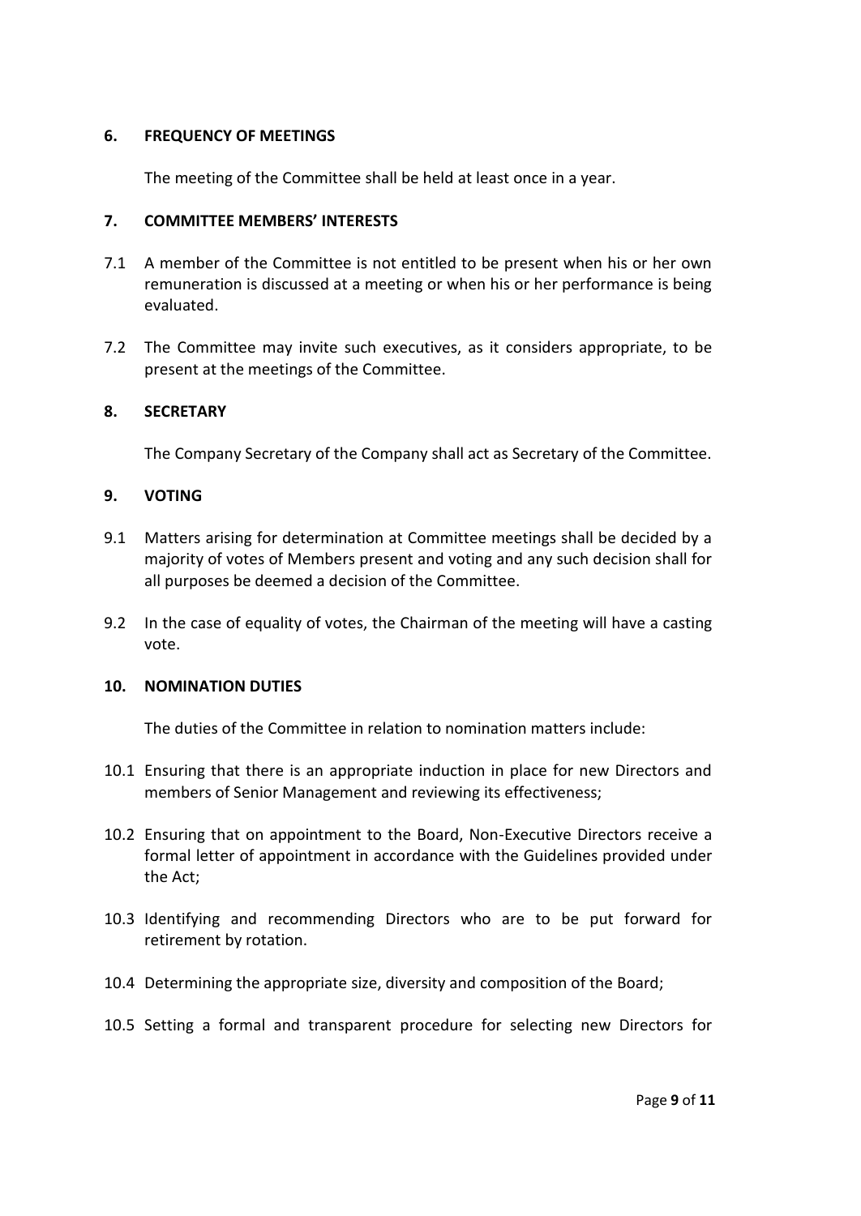## 6. FREQUENCY OF MEETINGS

The meeting of the Committee shall be held at least once in a year.

## 7. COMMITTEE MEMBERS' INTERESTS

7.1 A member of the Committee is not entitled to be present when his or her own remuneration is discussed at a meeting or when his or her performance is being evaluated.

7.2 The Committee may invite such executives, as it considers appropriate, to be present at the meetings of the Committee.

## 8. SECRETARY

The Company Secretary of the Company shall act as Secretary of the Committee.

## 9. VOTING

9.1 Matters arising for determination at Committee meetings shall be decided by a majority of votes of Members present and voting and any such decision shall for all purposes be deemed a decision of the Committee.

9.2 In the case of equality of votes, the Chairman of the meeting will have a casting vote.

## 10. NOMINATION DUTIES

The duties of the Committee in relation to nomination matters include:

10.1 Ensuring that there is an appropriate induction in place for new Directors and members of Senior Management and reviewing its effectiveness;

10.2 Ensuring that on appointment to the Board, Non-Executive Directors receive a formal letter of appointment in accordance with the Guidelines provided under the Act;

10.3 Identifying and recommending Directors who are to be put forward for retirement by rotation.

10.4 Determining the appropriate size, diversity and composition of the Board;

10.5 Setting a formal and transparent procedure for selecting new Directors for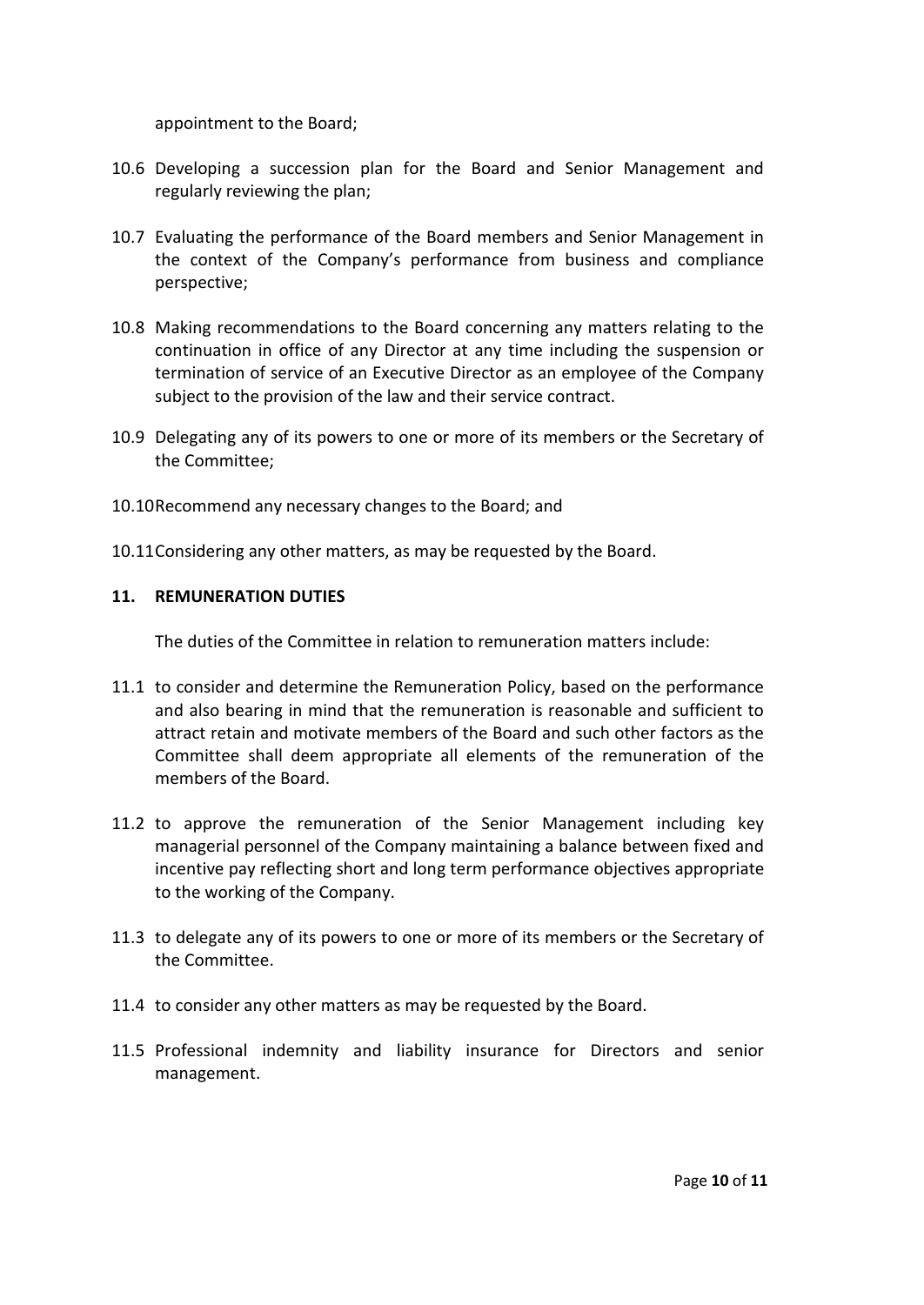appointment to the Board;

10.6 Developing a succession plan for the Board and Senior Management and regularly reviewing the plan;

10.7 Evaluating the performance of the Board members and Senior Management in the context of the Company's performance from business and compliance perspective;

10.8 Making recommendations to the Board concerning any matters relating to the continuation in office of any Director at any time including the suspension or termination of service of an Executive Director as an employee of the Company subject to the provision of the law and their service contract.

10.9 Delegating any of its powers to one or more of its members or the Secretary of the Committee;

10.10 Recommend any necessary changes to the Board; and

10.11 Considering any other matters, as may be requested by the Board.

## 11. REMUNERATION DUTIES

The duties of the Committee in relation to remuneration matters include:

11.1 to consider and determine the Remuneration Policy, based on the performance and also bearing in mind that the remuneration is reasonable and sufficient to attract retain and motivate members of the Board and such other factors as the Committee shall deem appropriate all elements of the remuneration of the members of the Board.

11.2 to approve the remuneration of the Senior Management including key managerial personnel of the Company maintaining a balance between fixed and incentive pay reflecting short and long term performance objectives appropriate to the working of the Company.

11.3 to delegate any of its powers to one or more of its members or the Secretary of the Committee.

11.4 to consider any other matters as may be requested by the Board.

11.5 Professional indemnity and liability insurance for Directors and senior management.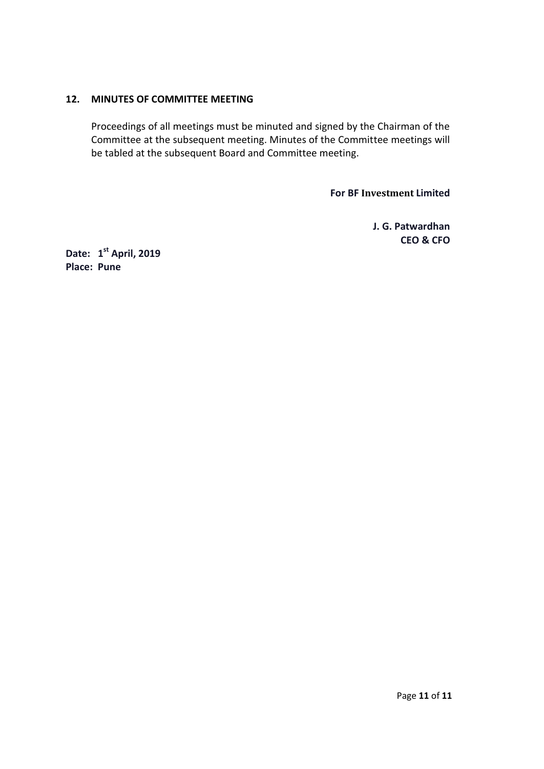## 12. MINUTES OF COMMITTEE MEETING

Proceedings of all meetings must be minuted and signed by the Chairman of the Committee at the subsequent meeting. Minutes of the Committee meetings will be tabled at the subsequent Board and Committee meeting.

**For BF Investment Limited**

**J. G. Patwardhan**
**CEO & CFO**

**Date: 1st April, 2019**
**Place: Pune**